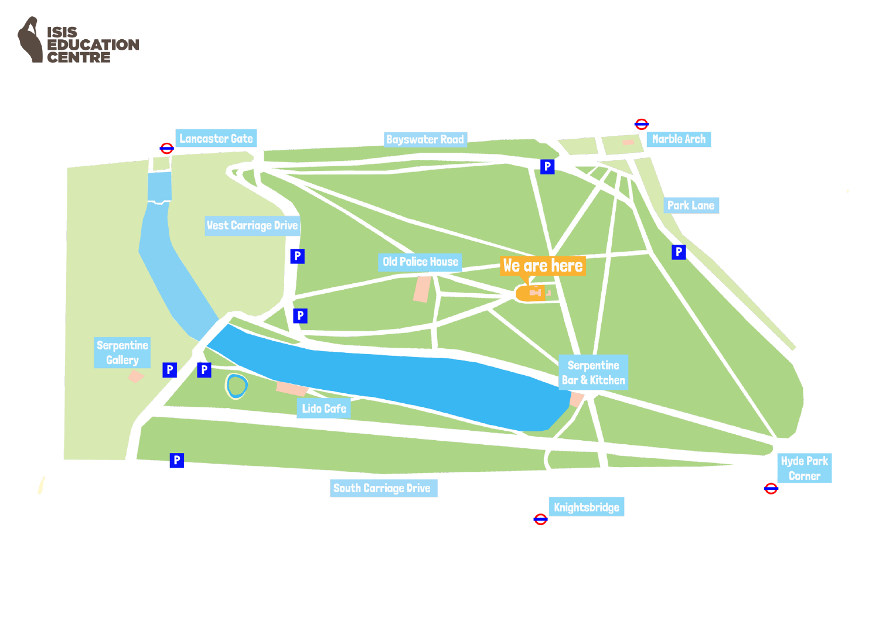ISIS EDUCATION CENTRE

Lancaster Gate

Bayswater Road

Marble Arch

Park Lane

West Carriage Drive

Old Police House

We are here

Serpentine Gallery

Lido Cafe

Serpentine Bar & Kitchen

South Carriage Drive

Knightsbridge

Hyde Park Corner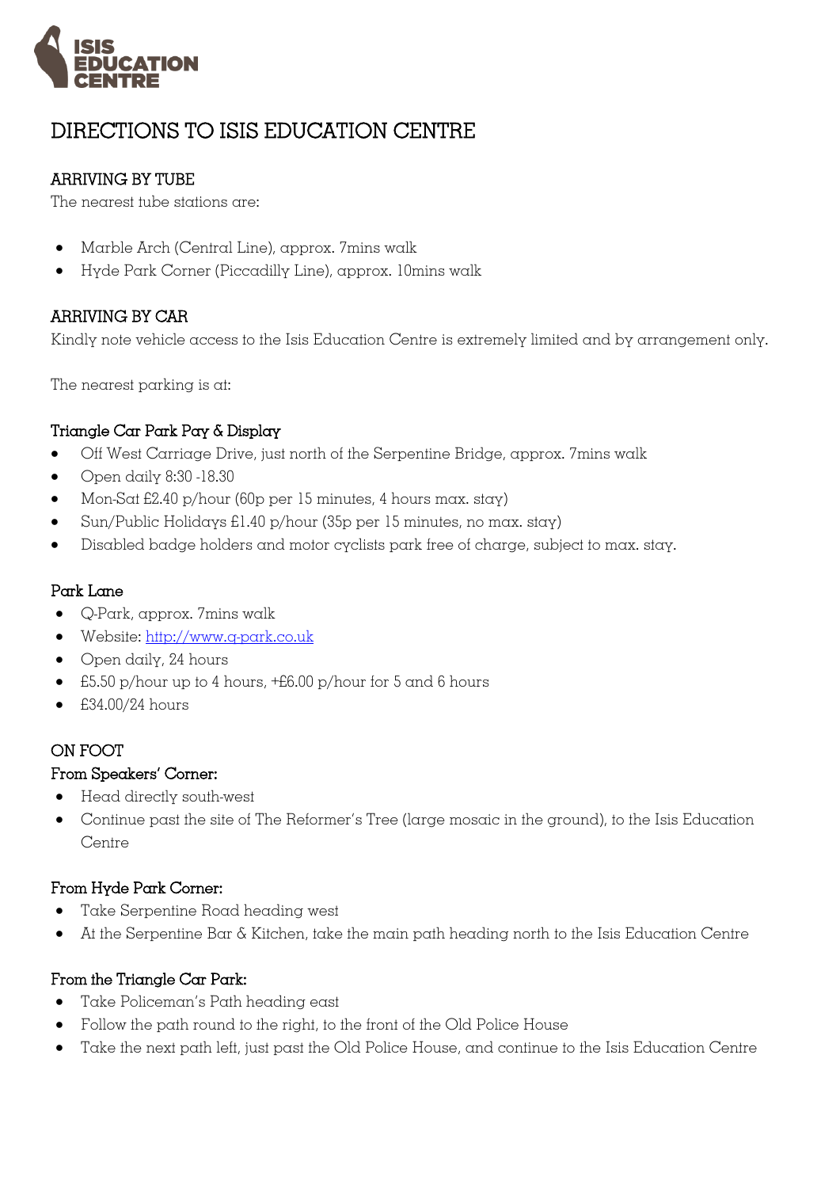# DIRECTIONS TO ISIS EDUCATION CENTRE

## ARRIVING BY TUBE

The nearest tube stations are:

- Marble Arch (Central Line), approx. 7mins walk
- Hyde Park Corner (Piccadilly Line), approx. 10mins walk

## ARRIVING BY CAR

Kindly note vehicle access to the Isis Education Centre is extremely limited and by arrangement only.

The nearest parking is at:

### Triangle Car Park Pay & Display

- Off West Carriage Drive, just north of the Serpentine Bridge, approx. 7mins walk
- Open daily 8:30 -18.30
- Mon-Sat £2.40 p/hour (60p per 15 minutes, 4 hours max. stay)
- Sun/Public Holidays £1.40 p/hour (35p per 15 minutes, no max. stay)
- Disabled badge holders and motor cyclists park free of charge, subject to max. stay.

### Park Lane

- Q-Park, approx. 7mins walk
- Website: [http://www.q-park.co.uk](http://www.q-park.co.uk)
- Open daily, 24 hours
- £5.50 p/hour up to 4 hours, +£6.00 p/hour for 5 and 6 hours
- £34.00/24 hours

## ON FOOT

### From Speakers' Corner:

- Head directly south-west
- Continue past the site of The Reformer's Tree (large mosaic in the ground), to the Isis Education Centre

### From Hyde Park Corner:

- Take Serpentine Road heading west
- At the Serpentine Bar & Kitchen, take the main path heading north to the Isis Education Centre

### From the Triangle Car Park:

- Take Policeman's Path heading east
- Follow the path round to the right, to the front of the Old Police House
- Take the next path left, just past the Old Police House, and continue to the Isis Education Centre